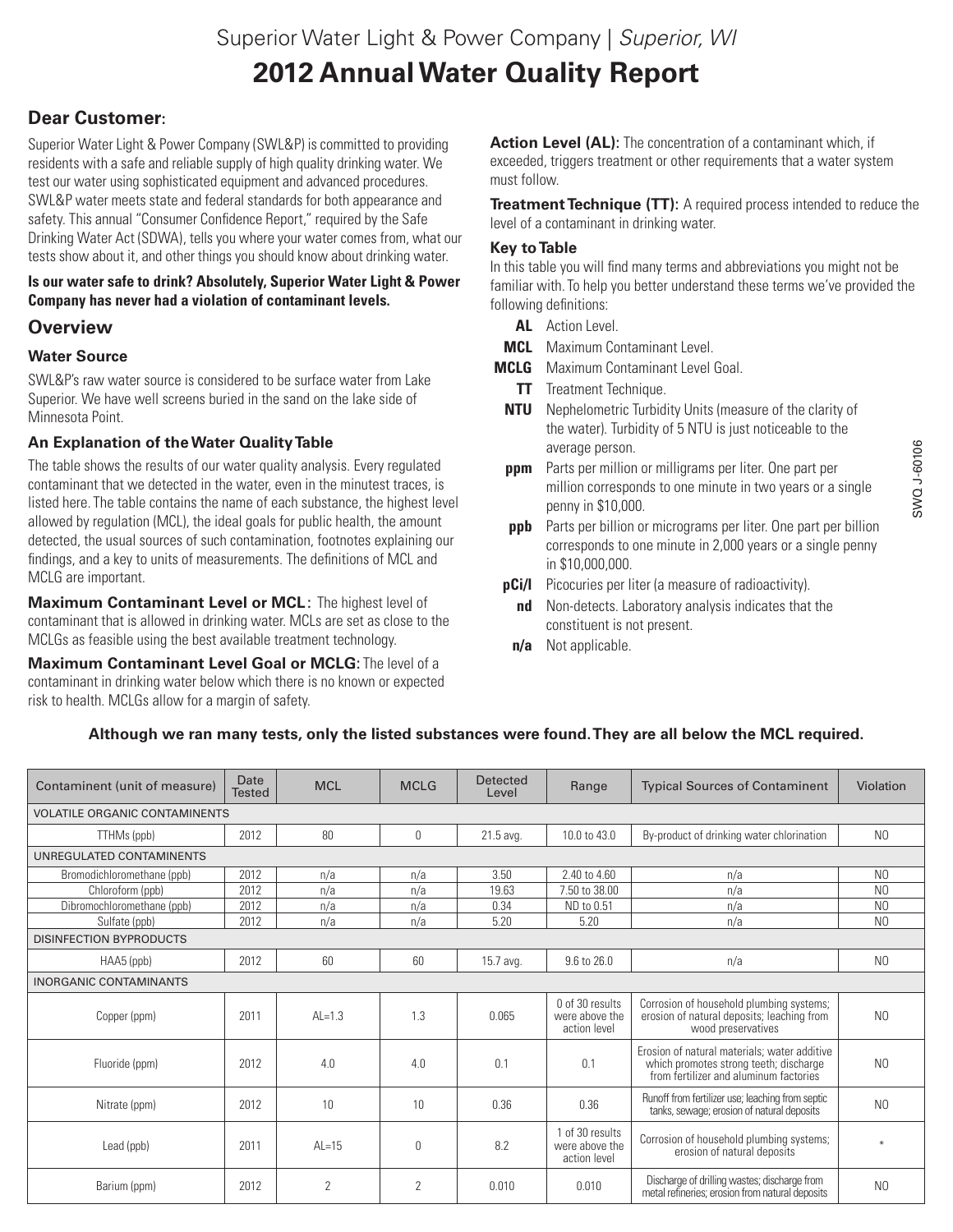Superior Water Light & Power Company | *Superior, WI*

# 2012 Annual Water Quality Report

## Dear Customer:

Superior Water Light & Power Company (SWL&P) is committed to providing residents with a safe and reliable supply of high quality drinking water. We test our water using sophisticated equipment and advanced procedures. SWL&P water meets state and federal standards for both appearance and safety. This annual "Consumer Confidence Report," required by the Safe Drinking Water Act (SDWA), tells you where your water comes from, what our tests show about it, and other things you should know about drinking water.

**Is our water safe to drink? Absolutely, Superior Water Light & Power Company has never had a violation of contaminant levels.**

## Overview

### Water Source

SWL&P's raw water source is considered to be surface water from Lake Superior. We have well screens buried in the sand on the lake side of Minnesota Point.

### An Explanation of the Water Quality Table

The table shows the results of our water quality analysis. Every regulated contaminant that we detected in the water, even in the minutest traces, is listed here. The table contains the name of each substance, the highest level allowed by regulation (MCL), the ideal goals for public health, the amount detected, the usual sources of such contamination, footnotes explaining our findings, and a key to units of measurements. The definitions of MCL and MCLG are important.

**Maximum Contaminant Level or MCL:** The highest level of contaminant that is allowed in drinking water. MCLs are set as close to the MCLGs as feasible using the best available treatment technology.

**Maximum Contaminant Level Goal or MCLG:** The level of a contaminant in drinking water below which there is no known or expected risk to health. MCLGs allow for a margin of safety.

**Action Level (AL):** The concentration of a contaminant which, if exceeded, triggers treatment or other requirements that a water system must follow.

**Treatment Technique (TT):** A required process intended to reduce the level of a contaminant in drinking water.

### Key to Table

In this table you will find many terms and abbreviations you might not be familiar with. To help you better understand these terms we've provided the following definitions:

- **AL** Action Level.
- **MCL** Maximum Contaminant Level.
- **MCLG** Maximum Contaminant Level Goal.
- **TT** Treatment Technique.
- **NTU** Nephelometric Turbidity Units (measure of the clarity of the water). Turbidity of 5 NTU is just noticeable to the average person.
- **ppm** Parts per million or milligrams per liter. One part per million corresponds to one minute in two years or a single penny in $10,000.
- **ppb** Parts per billion or micrograms per liter. One part per billion corresponds to one minute in 2,000 years or a single penny in $10,000,000.
- **pCi/l** Picocuries per liter (a measure of radioactivity).
- **nd** Non-detects. Laboratory analysis indicates that the constituent is not present.
- **n/a** Not applicable.

**Although we ran many tests, only the listed substances were found. They are all below the MCL required.**

| Contaminent (unit of measure) | Date Tested | MCL | MCLG | Detected Level | Range | Typical Sources of Contaminent | Violation |
|---|---|---|---|---|---|---|---|
| VOLATILE ORGANIC CONTAMINENTS | | | | | | | |
| TTHMs (ppb) | 2012 | 80 | 0 | 21.5 avg. | 10.0 to 43.0 | By-product of drinking water chlorination | NO |
| UNREGULATED CONTAMINENTS | | | | | | | |
| Bromodichloromethane (ppb) | 2012 | n/a | n/a | 3.50 | 2.40 to 4.60 | n/a | NO |
| Chloroform (ppb) | 2012 | n/a | n/a | 19.63 | 7.50 to 38.00 | n/a | NO |
| Dibromochloromethane (ppb) | 2012 | n/a | n/a | 0.34 | ND to 0.51 | n/a | NO |
| Sulfate (ppb) | 2012 | n/a | n/a | 5.20 | 5.20 | n/a | NO |
| DISINFECTION BYPRODUCTS | | | | | | | |
| HAA5 (ppb) | 2012 | 60 | 60 | 15.7 avg. | 9.6 to 26.0 | n/a | NO |
| INORGANIC CONTAMINANTS | | | | | | | |
| Copper (ppm) | 2011 | AL=1.3 | 1.3 | 0.065 | 0 of 30 results were above the action level | Corrosion of household plumbing systems; erosion of natural deposits; leaching from wood preservatives | NO |
| Fluoride (ppm) | 2012 | 4.0 | 4.0 | 0.1 | 0.1 | Erosion of natural materials; water additive which promotes strong teeth; discharge from fertilizer and aluminum factories | NO |
| Nitrate (ppm) | 2012 | 10 | 10 | 0.36 | 0.36 | Runoff from fertilizer use; leaching from septic tanks, sewage; erosion of natural deposits | NO |
| Lead (ppb) | 2011 | AL=15 | 0 | 8.2 | 1 of 30 results were above the action level | Corrosion of household plumbing systems; erosion of natural deposits | * |
| Barium (ppm) | 2012 | 2 | 2 | 0.010 | 0.010 | Discharge of drilling wastes; discharge from metal refineries; erosion from natural deposits | NO |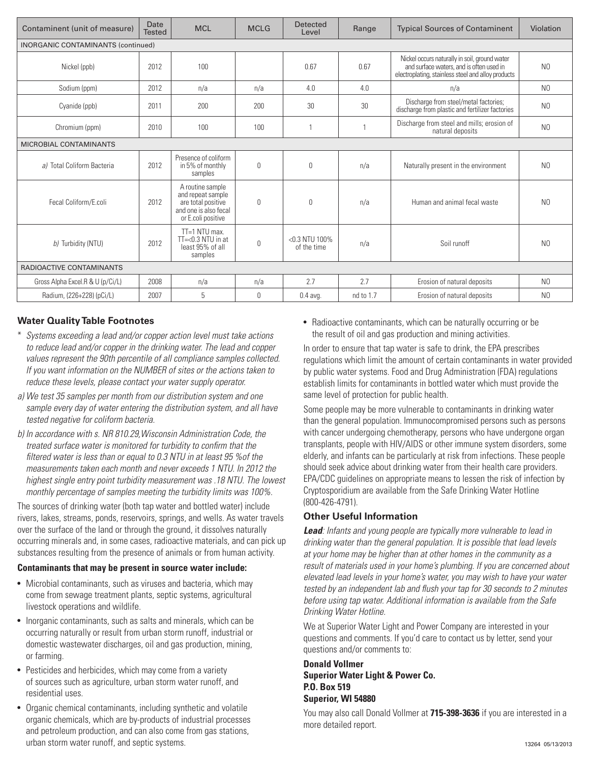| Contaminent (unit of measure) | Date Tested | MCL | MCLG | Detected Level | Range | Typical Sources of Contaminent | Violation |
|---|---|---|---|---|---|---|---|
| INORGANIC CONTAMINANTS (continued) | | | | | | | |
| Nickel (ppb) | 2012 | 100 | | 0.67 | 0.67 | Nickel occurs naturally in soil, ground water and surface waters, and is often used in electroplating, stainless steel and alloy products | NO |
| Sodium (ppm) | 2012 | n/a | n/a | 4.0 | 4.0 | n/a | NO |
| Cyanide (ppb) | 2011 | 200 | 200 | 30 | 30 | Discharge from steel/metal factories; discharge from plastic and fertilizer factories | NO |
| Chromium (ppm) | 2010 | 100 | 100 | 1 | 1 | Discharge from steel and mills; erosion of natural deposits | NO |
| MICROBIAL CONTAMINANTS | | | | | | | |
| *a)* Total Coliform Bacteria | 2012 | Presence of coliform in 5% of monthly samples | 0 | 0 | n/a | Naturally present in the environment | NO |
| Fecal Coliform/E.coli | 2012 | A routine sample and repeat sample are total positive and one is also fecal or E.coli positive | 0 | 0 | n/a | Human and animal fecal waste | NO |
| *b)* Turbidity (NTU) | 2012 | TT=1 NTU max. TT=<0.3 NTU in at least 95% of all samples | 0 | <0.3 NTU 100% of the time | n/a | Soil runoff | NO |
| RADIOACTIVE CONTAMINANTS | | | | | | | |
| Gross Alpha Excel.R & U (p/Ci/L) | 2008 | n/a | n/a | 2.7 | 2.7 | Erosion of natural deposits | NO |
| Radium, (226+228) (pCi/L) | 2007 | 5 | 0 | 0.4 avg. | nd to 1.7 | Erosion of natural deposits | NO |

## Water Quality Table Footnotes

\* *Systems exceeding a lead and/or copper action level must take actions to reduce lead and/or copper in the drinking water. The lead and copper values represent the 90th percentile of all compliance samples collected. If you want information on the NUMBER of sites or the actions taken to reduce these levels, please contact your water supply operator.*

*a) We test 35 samples per month from our distribution system and one sample every day of water entering the distribution system, and all have tested negative for coliform bacteria.*

*b) In accordance with s. NR 810.29,Wisconsin Administration Code, the treated surface water is monitored for turbidity to confirm that the filtered water is less than or equal to 0.3 NTU in at least 95 %of the measurements taken each month and never exceeds 1 NTU. In 2012 the highest single entry point turbidity measurement was .18 NTU. The lowest monthly percentage of samples meeting the turbidity limits was 100%.*

The sources of drinking water (both tap water and bottled water) include rivers, lakes, streams, ponds, reservoirs, springs, and wells. As water travels over the surface of the land or through the ground, it dissolves naturally occurring minerals and, in some cases, radioactive materials, and can pick up substances resulting from the presence of animals or from human activity.

**Contaminants that may be present in source water include:**

- Microbial contaminants, such as viruses and bacteria, which may come from sewage treatment plants, septic systems, agricultural livestock operations and wildlife.
- Inorganic contaminants, such as salts and minerals, which can be occurring naturally or result from urban storm runoff, industrial or domestic wastewater discharges, oil and gas production, mining, or farming.
- Pesticides and herbicides, which may come from a variety of sources such as agriculture, urban storm water runoff, and residential uses.
- Organic chemical contaminants, including synthetic and volatile organic chemicals, which are by-products of industrial processes and petroleum production, and can also come from gas stations, urban storm water runoff, and septic systems.
- Radioactive contaminants, which can be naturally occurring or be the result of oil and gas production and mining activities.

In order to ensure that tap water is safe to drink, the EPA prescribes regulations which limit the amount of certain contaminants in water provided by public water systems. Food and Drug Administration (FDA) regulations establish limits for contaminants in bottled water which must provide the same level of protection for public health.

Some people may be more vulnerable to contaminants in drinking water than the general population. Immunocompromised persons such as persons with cancer undergoing chemotherapy, persons who have undergone organ transplants, people with HIV/AIDS or other immune system disorders, some elderly, and infants can be particularly at risk from infections. These people should seek advice about drinking water from their health care providers. EPA/CDC guidelines on appropriate means to lessen the risk of infection by Cryptosporidium are available from the Safe Drinking Water Hotline (800-426-4791).

## Other Useful Information

***Lead**: Infants and young people are typically more vulnerable to lead in drinking water than the general population. It is possible that lead levels at your home may be higher than at other homes in the community as a result of materials used in your home's plumbing. If you are concerned about elevated lead levels in your home's water, you may wish to have your water tested by an independent lab and flush your tap for 30 seconds to 2 minutes before using tap water. Additional information is available from the Safe Drinking Water Hotline.*

We at Superior Water Light and Power Company are interested in your questions and comments. If you'd care to contact us by letter, send your questions and/or comments to:

**Donald Vollmer**
**Superior Water Light & Power Co.**
**P.O. Box 519**
**Superior, WI 54880**

You may also call Donald Vollmer at **715-398-3636** if you are interested in a more detailed report.

13264 05/13/2013